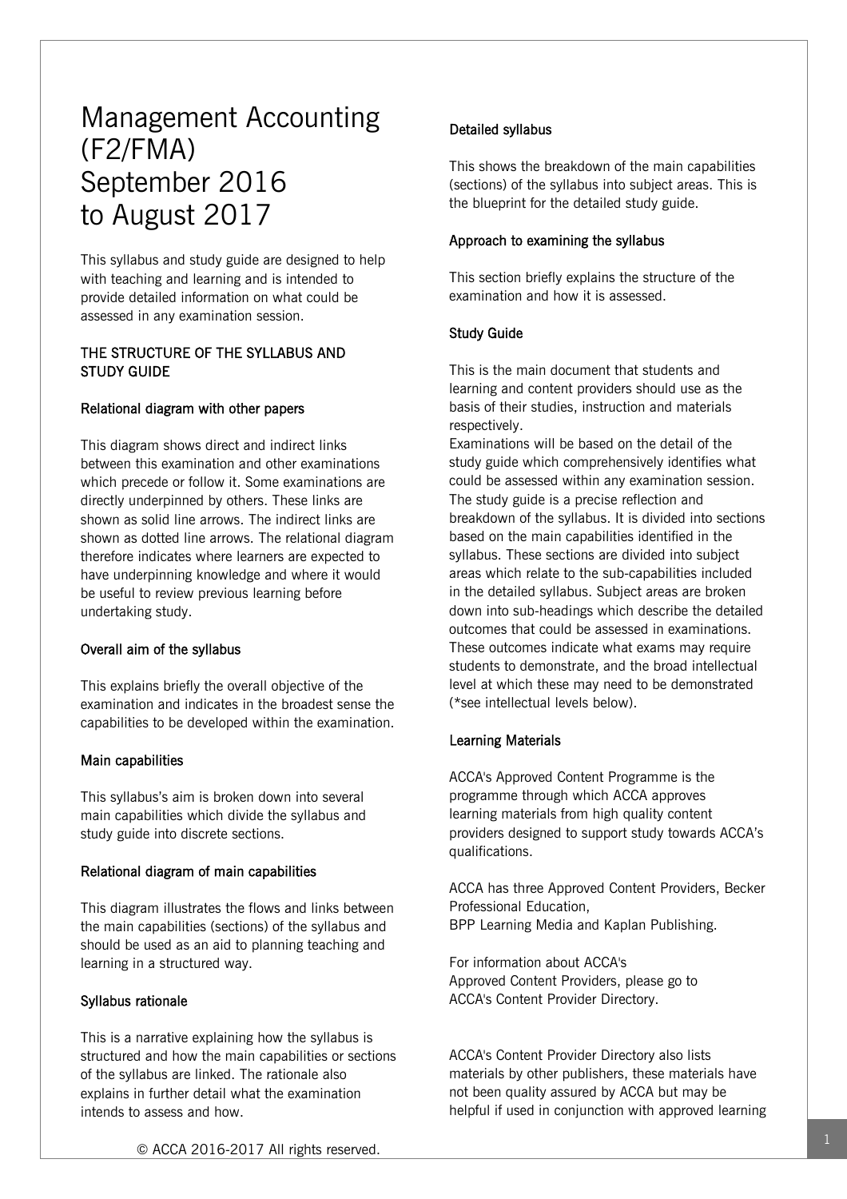# Management Accounting (F2/FMA) September 2016 to August 2017

This syllabus and study guide are designed to help with teaching and learning and is intended to provide detailed information on what could be assessed in any examination session.

## THE STRUCTURE OF THE SYLLABUS AND STUDY GUIDE

### Relational diagram with other papers

This diagram shows direct and indirect links between this examination and other examinations which precede or follow it. Some examinations are directly underpinned by others. These links are shown as solid line arrows. The indirect links are shown as dotted line arrows. The relational diagram therefore indicates where learners are expected to have underpinning knowledge and where it would be useful to review previous learning before undertaking study.

### Overall aim of the syllabus

This explains briefly the overall objective of the examination and indicates in the broadest sense the capabilities to be developed within the examination.

### Main capabilities

This syllabus's aim is broken down into several main capabilities which divide the syllabus and study guide into discrete sections.

### Relational diagram of main capabilities

This diagram illustrates the flows and links between the main capabilities (sections) of the syllabus and should be used as an aid to planning teaching and learning in a structured way.

### Syllabus rationale

This is a narrative explaining how the syllabus is structured and how the main capabilities or sections of the syllabus are linked. The rationale also explains in further detail what the examination intends to assess and how.

### Detailed syllabus

This shows the breakdown of the main capabilities (sections) of the syllabus into subject areas. This is the blueprint for the detailed study guide.

### Approach to examining the syllabus

This section briefly explains the structure of the examination and how it is assessed.

### Study Guide

This is the main document that students and learning and content providers should use as the basis of their studies, instruction and materials respectively.
Examinations will be based on the detail of the study guide which comprehensively identifies what could be assessed within any examination session. The study guide is a precise reflection and breakdown of the syllabus. It is divided into sections based on the main capabilities identified in the syllabus. These sections are divided into subject areas which relate to the sub-capabilities included in the detailed syllabus. Subject areas are broken down into sub-headings which describe the detailed outcomes that could be assessed in examinations. These outcomes indicate what exams may require students to demonstrate, and the broad intellectual level at which these may need to be demonstrated (*see intellectual levels below).

### Learning Materials

ACCA's Approved Content Programme is the programme through which ACCA approves learning materials from high quality content providers designed to support study towards ACCA's qualifications.

ACCA has three Approved Content Providers, Becker Professional Education,
BPP Learning Media and Kaplan Publishing.

For information about ACCA's Approved Content Providers, please go to ACCA's Content Provider Directory.

ACCA's Content Provider Directory also lists materials by other publishers, these materials have not been quality assured by ACCA but may be helpful if used in conjunction with approved learning

© ACCA 2016-2017 All rights reserved.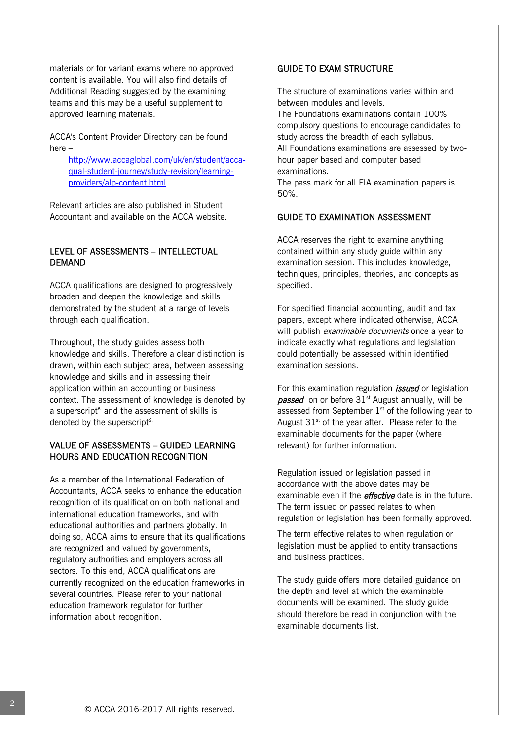materials or for variant exams where no approved content is available. You will also find details of Additional Reading suggested by the examining teams and this may be a useful supplement to approved learning materials.

ACCA's Content Provider Directory can be found here –

[http://www.accaglobal.com/uk/en/student/acca-qual-student-journey/study-revision/learning-providers/alp-content.html](http://www.accaglobal.com/uk/en/student/acca-qual-student-journey/study-revision/learning-providers/alp-content.html)

Relevant articles are also published in Student Accountant and available on the ACCA website.

## LEVEL OF ASSESSMENTS – INTELLECTUAL DEMAND

ACCA qualifications are designed to progressively broaden and deepen the knowledge and skills demonstrated by the student at a range of levels through each qualification.

Throughout, the study guides assess both knowledge and skills. Therefore a clear distinction is drawn, within each subject area, between assessing knowledge and skills and in assessing their application within an accounting or business context. The assessment of knowledge is denoted by a superscript$^{K}$ and the assessment of skills is denoted by the superscript$^{S}$.

## VALUE OF ASSESSMENTS – GUIDED LEARNING HOURS AND EDUCATION RECOGNITION

As a member of the International Federation of Accountants, ACCA seeks to enhance the education recognition of its qualification on both national and international education frameworks, and with educational authorities and partners globally. In doing so, ACCA aims to ensure that its qualifications are recognized and valued by governments, regulatory authorities and employers across all sectors. To this end, ACCA qualifications are currently recognized on the education frameworks in several countries. Please refer to your national education framework regulator for further information about recognition.

## GUIDE TO EXAM STRUCTURE

The structure of examinations varies within and between modules and levels.
The Foundations examinations contain 100% compulsory questions to encourage candidates to study across the breadth of each syllabus.
All Foundations examinations are assessed by two-hour paper based and computer based examinations.
The pass mark for all FIA examination papers is 50%.

## GUIDE TO EXAMINATION ASSESSMENT

ACCA reserves the right to examine anything contained within any study guide within any examination session. This includes knowledge, techniques, principles, theories, and concepts as specified.

For specified financial accounting, audit and tax papers, except where indicated otherwise, ACCA will publish *examinable documents* once a year to indicate exactly what regulations and legislation could potentially be assessed within identified examination sessions.

For this examination regulation ***issued*** or legislation ***passed*** on or before 31st August annually, will be assessed from September 1st of the following year to August 31st of the year after. Please refer to the examinable documents for the paper (where relevant) for further information.

Regulation issued or legislation passed in accordance with the above dates may be examinable even if the ***effective*** date is in the future. The term issued or passed relates to when regulation or legislation has been formally approved.

The term effective relates to when regulation or legislation must be applied to entity transactions and business practices.

The study guide offers more detailed guidance on the depth and level at which the examinable documents will be examined. The study guide should therefore be read in conjunction with the examinable documents list.

© ACCA 2016-2017 All rights reserved.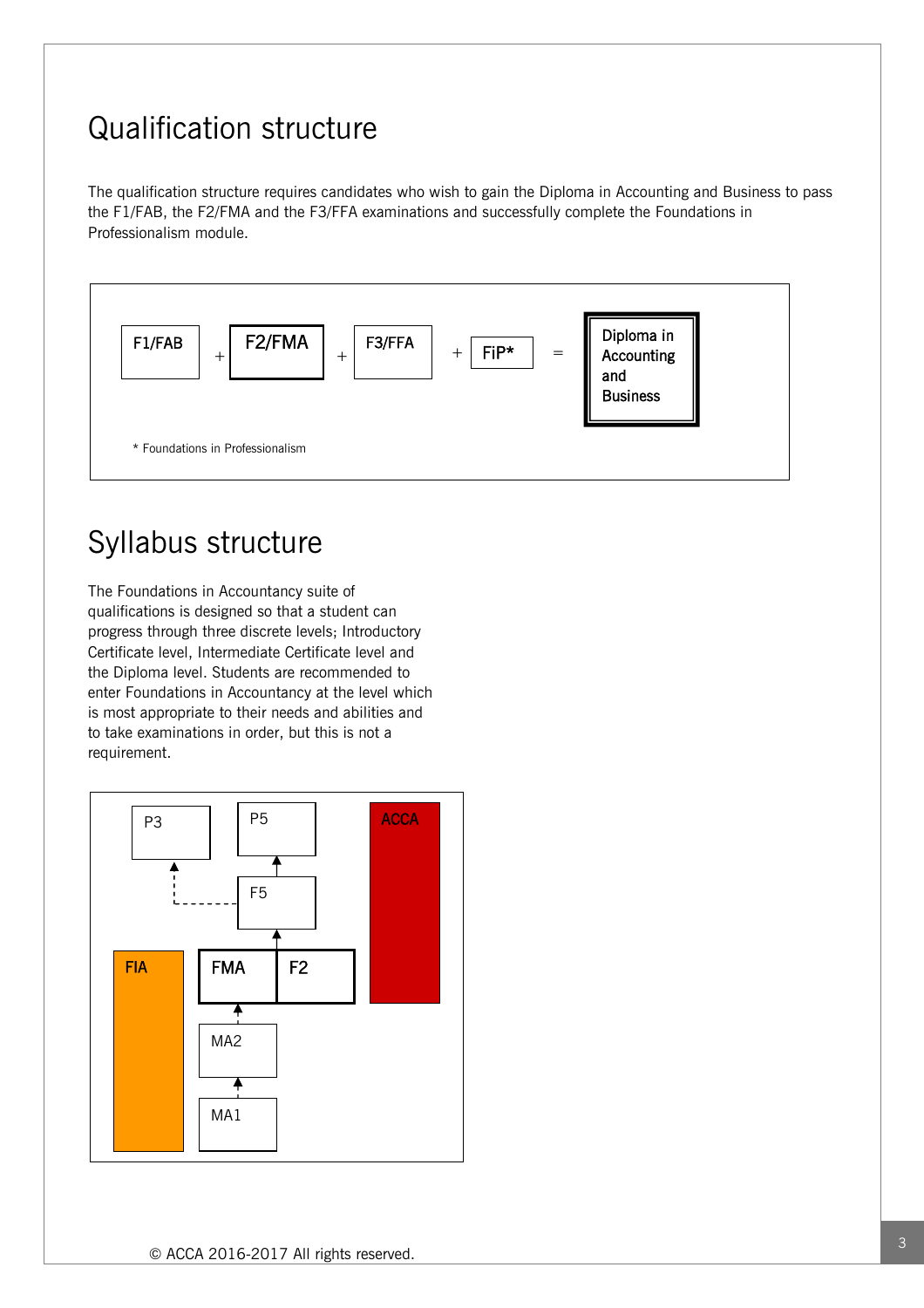## Qualification structure

The qualification structure requires candidates who wish to gain the Diploma in Accounting and Business to pass the F1/FAB, the F2/FMA and the F3/FFA examinations and successfully complete the Foundations in Professionalism module.

F1/FAB + F2/FMA + F3/FFA + FiP* = Diploma in Accounting and Business

\* Foundations in Professionalism

## Syllabus structure

The Foundations in Accountancy suite of qualifications is designed so that a student can progress through three discrete levels; Introductory Certificate level, Intermediate Certificate level and the Diploma level. Students are recommended to enter Foundations in Accountancy at the level which is most appropriate to their needs and abilities and to take examinations in order, but this is not a requirement.

P3

P5

F5

FIA

FMA

F2

ACCA

MA2

MA1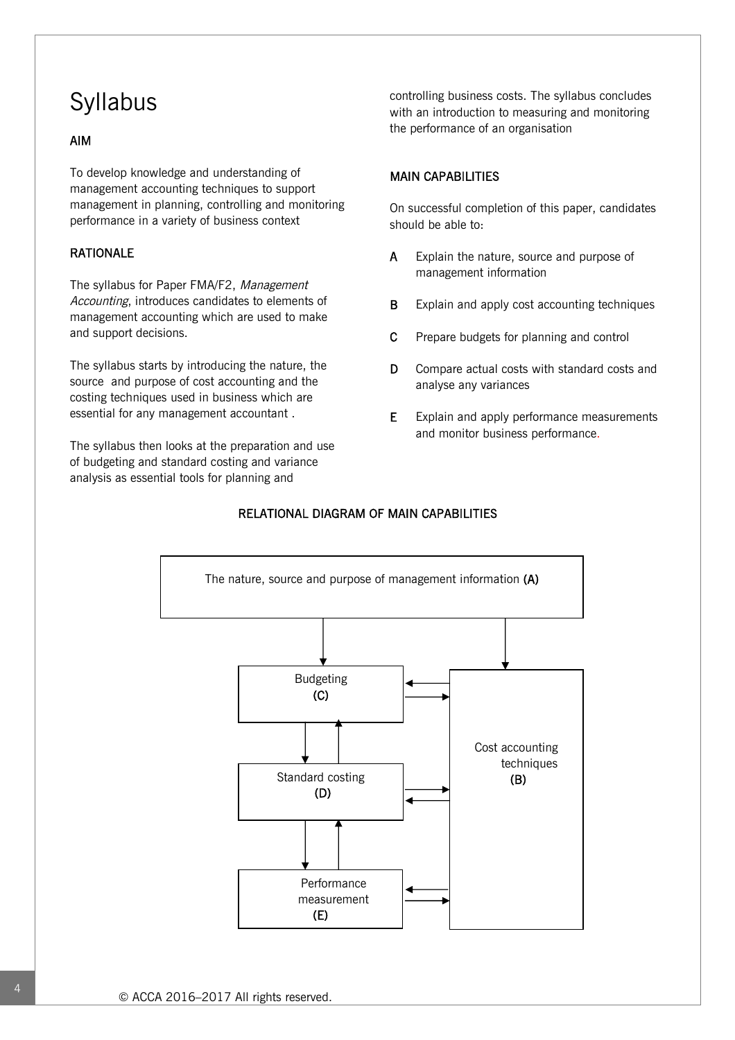# Syllabus

## AIM

To develop knowledge and understanding of management accounting techniques to support management in planning, controlling and monitoring performance in a variety of business context

## RATIONALE

The syllabus for Paper FMA/F2, *Management Accounting*, introduces candidates to elements of management accounting which are used to make and support decisions.

The syllabus starts by introducing the nature, the source and the purpose of cost accounting and the costing techniques used in business which are essential for any management accountant .

The syllabus then looks at the preparation and use of budgeting and standard costing and variance analysis as essential tools for planning and controlling business costs. The syllabus concludes with an introduction to measuring and monitoring the performance of an organisation

## MAIN CAPABILITIES

On successful completion of this paper, candidates should be able to:

- **A** Explain the nature, source and purpose of management information
- **B** Explain and apply cost accounting techniques
- **C** Prepare budgets for planning and control
- **D** Compare actual costs with standard costs and analyse any variances
- **E** Explain and apply performance measurements and monitor business performance.

## RELATIONAL DIAGRAM OF MAIN CAPABILITIES

The nature, source and purpose of management information **(A)**

Budgeting **(C)**

Standard costing **(D)**

Performance measurement **(E)**

Cost accounting techniques **(B)**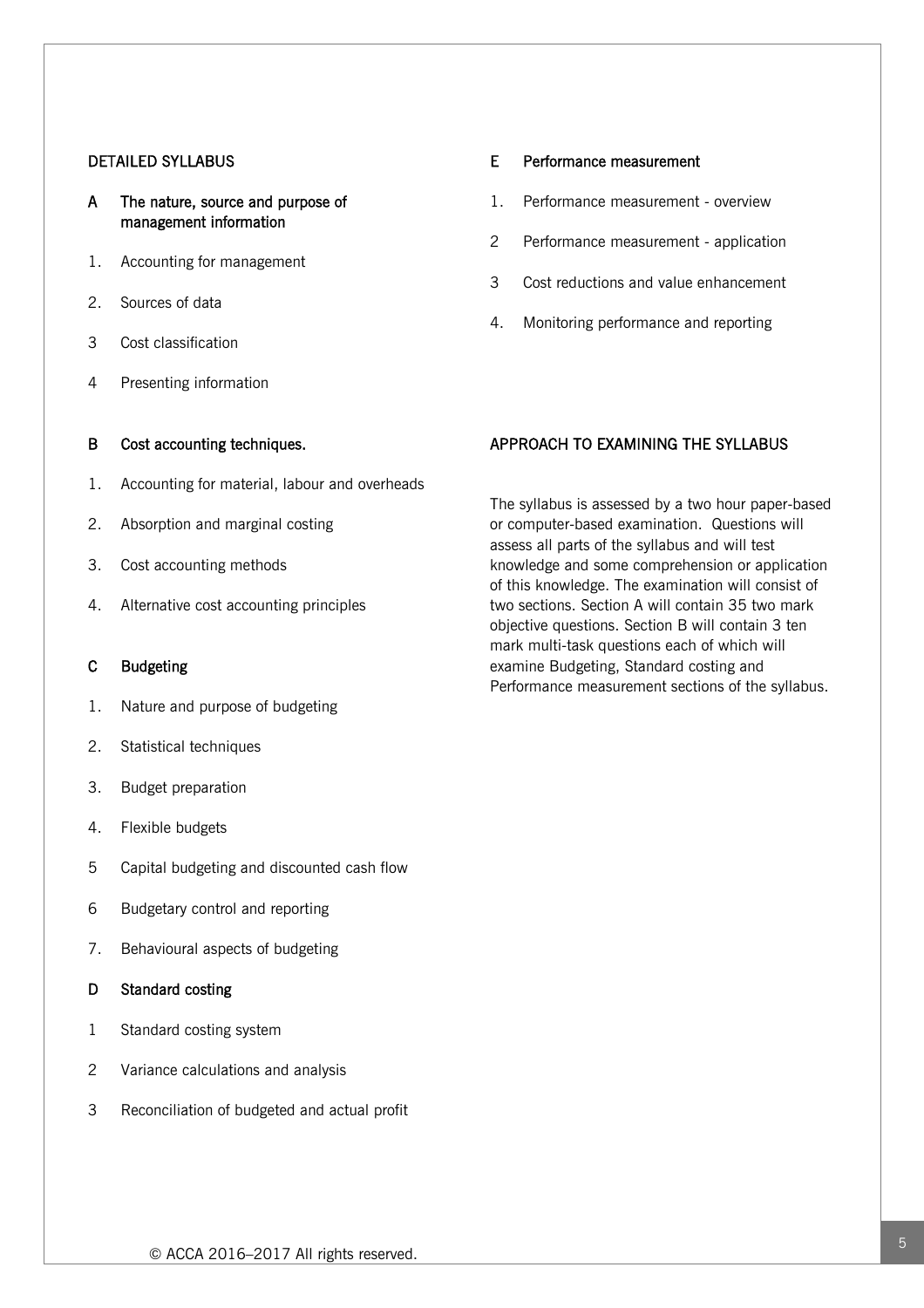## DETAILED SYLLABUS

### A The nature, source and purpose of management information

1. Accounting for management
2. Sources of data
3. Cost classification
4. Presenting information

### B Cost accounting techniques.

1. Accounting for material, labour and overheads
2. Absorption and marginal costing
3. Cost accounting methods
4. Alternative cost accounting principles

### C Budgeting

1. Nature and purpose of budgeting
2. Statistical techniques
3. Budget preparation
4. Flexible budgets
5. Capital budgeting and discounted cash flow
6. Budgetary control and reporting
7. Behavioural aspects of budgeting

### D Standard costing

1. Standard costing system
2. Variance calculations and analysis
3. Reconciliation of budgeted and actual profit

### E Performance measurement

1. Performance measurement - overview
2. Performance measurement - application
3. Cost reductions and value enhancement
4. Monitoring performance and reporting

## APPROACH TO EXAMINING THE SYLLABUS

The syllabus is assessed by a two hour paper-based or computer-based examination. Questions will assess all parts of the syllabus and will test knowledge and some comprehension or application of this knowledge. The examination will consist of two sections. Section A will contain 35 two mark objective questions. Section B will contain 3 ten mark multi-task questions each of which will examine Budgeting, Standard costing and Performance measurement sections of the syllabus.

© ACCA 2016–2017 All rights reserved.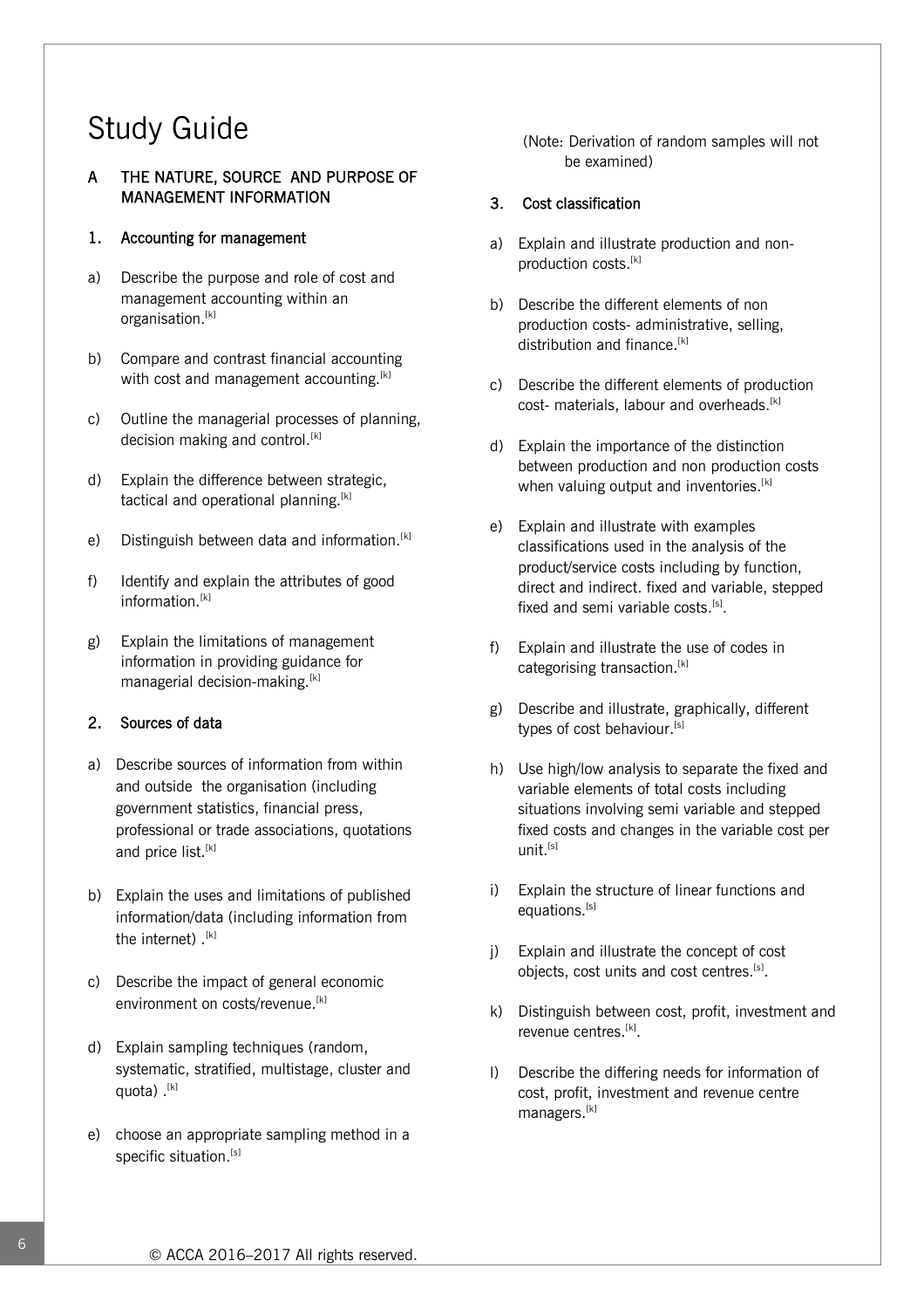# Study Guide

## A THE NATURE, SOURCE AND PURPOSE OF MANAGEMENT INFORMATION

### 1. Accounting for management

a) Describe the purpose and role of cost and management accounting within an organisation.[k]

b) Compare and contrast financial accounting with cost and management accounting.[k]

c) Outline the managerial processes of planning, decision making and control.[k]

d) Explain the difference between strategic, tactical and operational planning.[k]

e) Distinguish between data and information.[k]

f) Identify and explain the attributes of good information.[k]

g) Explain the limitations of management information in providing guidance for managerial decision-making.[k]

### 2. Sources of data

a) Describe sources of information from within and outside the organisation (including government statistics, financial press, professional or trade associations, quotations and price list.[k]

b) Explain the uses and limitations of published information/data (including information from the internet) .[k]

c) Describe the impact of general economic environment on costs/revenue.[k]

d) Explain sampling techniques (random, systematic, stratified, multistage, cluster and quota) .[k]

e) choose an appropriate sampling method in a specific situation.[s]

(Note: Derivation of random samples will not be examined)

### 3. Cost classification

a) Explain and illustrate production and non-production costs.[k]

b) Describe the different elements of non production costs- administrative, selling, distribution and finance.[k]

c) Describe the different elements of production cost- materials, labour and overheads.[k]

d) Explain the importance of the distinction between production and non production costs when valuing output and inventories.[k]

e) Explain and illustrate with examples classifications used in the analysis of the product/service costs including by function, direct and indirect. fixed and variable, stepped fixed and semi variable costs.[s].

f) Explain and illustrate the use of codes in categorising transaction.[k]

g) Describe and illustrate, graphically, different types of cost behaviour.[s]

h) Use high/low analysis to separate the fixed and variable elements of total costs including situations involving semi variable and stepped fixed costs and changes in the variable cost per unit.[s]

i) Explain the structure of linear functions and equations.[s]

j) Explain and illustrate the concept of cost objects, cost units and cost centres.[s].

k) Distinguish between cost, profit, investment and revenue centres.[k].

l) Describe the differing needs for information of cost, profit, investment and revenue centre managers.[k]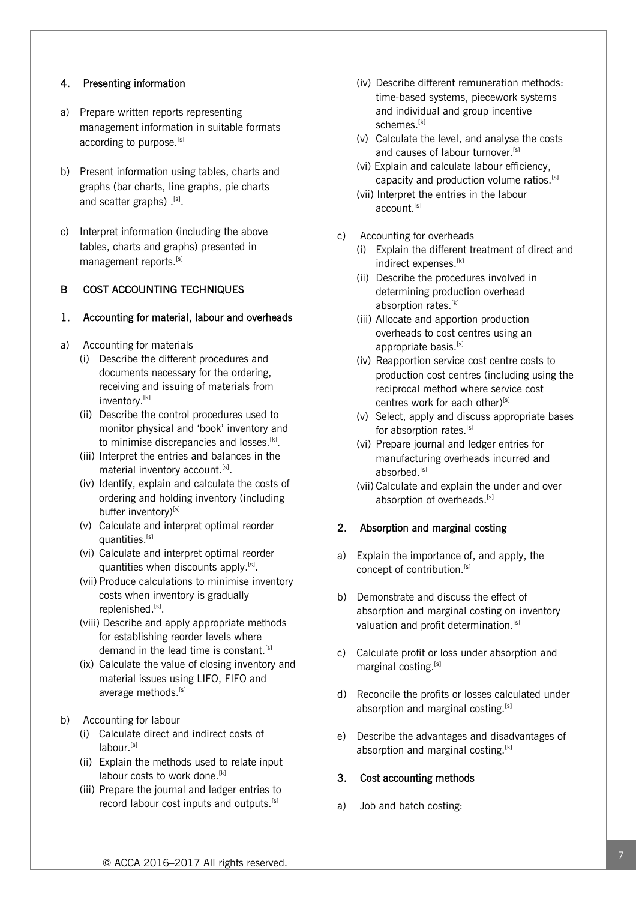### 4. Presenting information

a) Prepare written reports representing management information in suitable formats according to purpose.[s]

b) Present information using tables, charts and graphs (bar charts, line graphs, pie charts and scatter graphs) .[s].

c) Interpret information (including the above tables, charts and graphs) presented in management reports.[s]

## B COST ACCOUNTING TECHNIQUES

### 1. Accounting for material, labour and overheads

a) Accounting for materials
   (i) Describe the different procedures and documents necessary for the ordering, receiving and issuing of materials from inventory.[k]
   (ii) Describe the control procedures used to monitor physical and 'book' inventory and to minimise discrepancies and losses.[k].
   (iii) Interpret the entries and balances in the material inventory account.[s].
   (iv) Identify, explain and calculate the costs of ordering and holding inventory (including buffer inventory)[s]
   (v) Calculate and interpret optimal reorder quantities.[s]
   (vi) Calculate and interpret optimal reorder quantities when discounts apply.[s].
   (vii) Produce calculations to minimise inventory costs when inventory is gradually replenished.[s].
   (viii) Describe and apply appropriate methods for establishing reorder levels where demand in the lead time is constant.[s]
   (ix) Calculate the value of closing inventory and material issues using LIFO, FIFO and average methods.[s]

b) Accounting for labour
   (i) Calculate direct and indirect costs of labour.[s]
   (ii) Explain the methods used to relate input labour costs to work done.[k]
   (iii) Prepare the journal and ledger entries to record labour cost inputs and outputs.[s]
   (iv) Describe different remuneration methods: time-based systems, piecework systems and individual and group incentive schemes.[k]
   (v) Calculate the level, and analyse the costs and causes of labour turnover.[s]
   (vi) Explain and calculate labour efficiency, capacity and production volume ratios.[s]
   (vii) Interpret the entries in the labour account.[s]

c) Accounting for overheads
   (i) Explain the different treatment of direct and indirect expenses.[k]
   (ii) Describe the procedures involved in determining production overhead absorption rates.[k]
   (iii) Allocate and apportion production overheads to cost centres using an appropriate basis.[s]
   (iv) Reapportion service cost centre costs to production cost centres (including using the reciprocal method where service cost centres work for each other)[s]
   (v) Select, apply and discuss appropriate bases for absorption rates.[s]
   (vi) Prepare journal and ledger entries for manufacturing overheads incurred and absorbed.[s]
   (vii) Calculate and explain the under and over absorption of overheads.[s]

### 2. Absorption and marginal costing

a) Explain the importance of, and apply, the concept of contribution.[s]

b) Demonstrate and discuss the effect of absorption and marginal costing on inventory valuation and profit determination.[s]

c) Calculate profit or loss under absorption and marginal costing.[s]

d) Reconcile the profits or losses calculated under absorption and marginal costing.[s]

e) Describe the advantages and disadvantages of absorption and marginal costing.[k]

### 3. Cost accounting methods

a) Job and batch costing: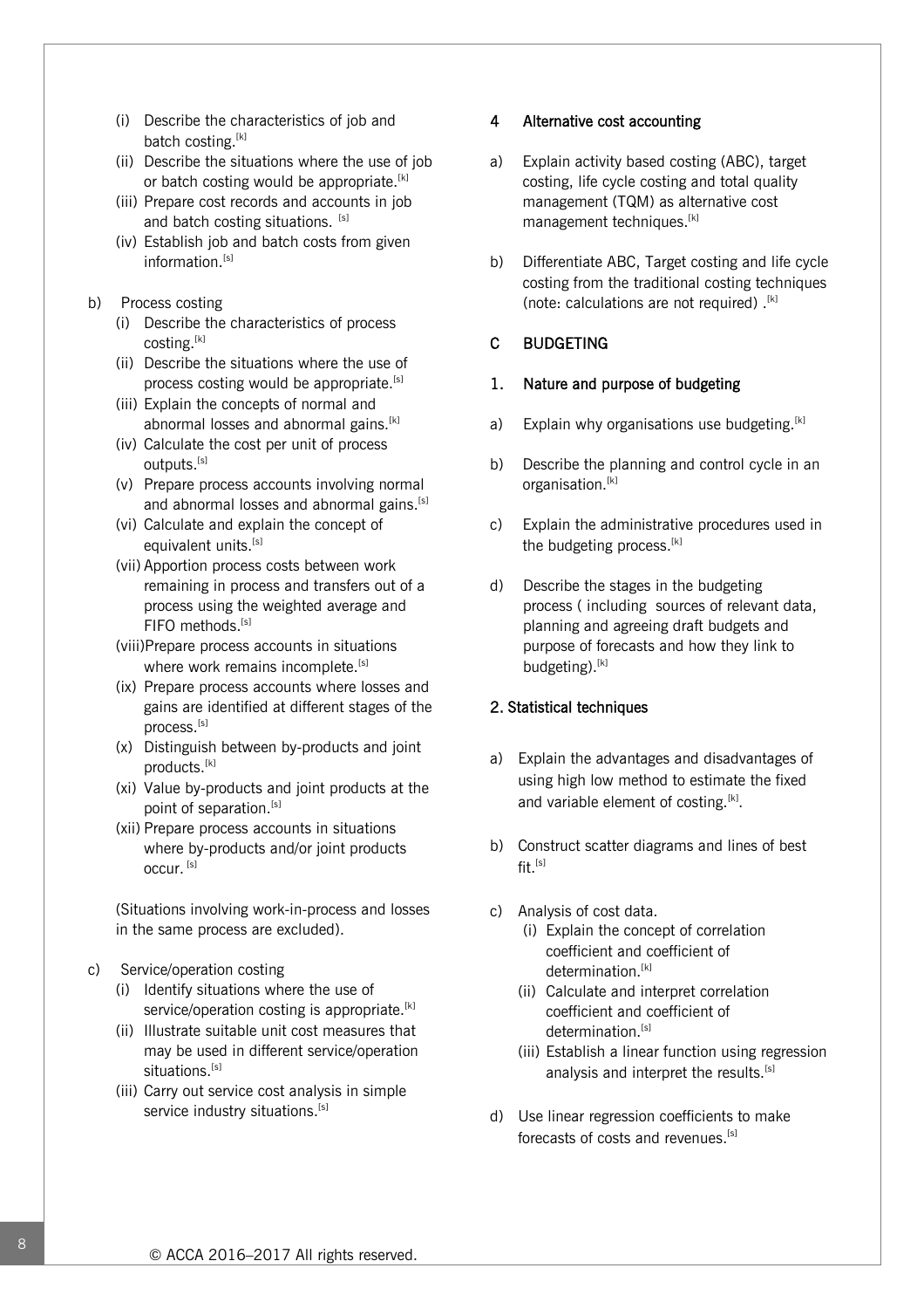(i) Describe the characteristics of job and batch costing.[k]

(ii) Describe the situations where the use of job or batch costing would be appropriate.[k]

(iii) Prepare cost records and accounts in job and batch costing situations. [s]

(iv) Establish job and batch costs from given information.[s]

b) Process costing

(i) Describe the characteristics of process costing.[k]

(ii) Describe the situations where the use of process costing would be appropriate.[s]

(iii) Explain the concepts of normal and abnormal losses and abnormal gains.[k]

(iv) Calculate the cost per unit of process outputs.[s]

(v) Prepare process accounts involving normal and abnormal losses and abnormal gains.[s]

(vi) Calculate and explain the concept of equivalent units.[s]

(vii) Apportion process costs between work remaining in process and transfers out of a process using the weighted average and FIFO methods.[s]

(viii)Prepare process accounts in situations where work remains incomplete.[s]

(ix) Prepare process accounts where losses and gains are identified at different stages of the process.[s]

(x) Distinguish between by-products and joint products.[k]

(xi) Value by-products and joint products at the point of separation.[s]

(xii) Prepare process accounts in situations where by-products and/or joint products occur. [s]

(Situations involving work-in-process and losses in the same process are excluded).

c) Service/operation costing

(i) Identify situations where the use of service/operation costing is appropriate.[k]

(ii) Illustrate suitable unit cost measures that may be used in different service/operation situations.[s]

(iii) Carry out service cost analysis in simple service industry situations.[s]

## 4 Alternative cost accounting

a) Explain activity based costing (ABC), target costing, life cycle costing and total quality management (TQM) as alternative cost management techniques.[k]

b) Differentiate ABC, Target costing and life cycle costing from the traditional costing techniques (note: calculations are not required) .[k]

# C BUDGETING

## 1. Nature and purpose of budgeting

a) Explain why organisations use budgeting.[k]

b) Describe the planning and control cycle in an organisation.[k]

c) Explain the administrative procedures used in the budgeting process.[k]

d) Describe the stages in the budgeting process ( including sources of relevant data, planning and agreeing draft budgets and purpose of forecasts and how they link to budgeting).[k]

## 2. Statistical techniques

a) Explain the advantages and disadvantages of using high low method to estimate the fixed and variable element of costing.[k].

b) Construct scatter diagrams and lines of best fit.[s]

c) Analysis of cost data.

(i) Explain the concept of correlation coefficient and coefficient of determination.[k]

(ii) Calculate and interpret correlation coefficient and coefficient of determination.[s]

(iii) Establish a linear function using regression analysis and interpret the results.[s]

d) Use linear regression coefficients to make forecasts of costs and revenues.[s]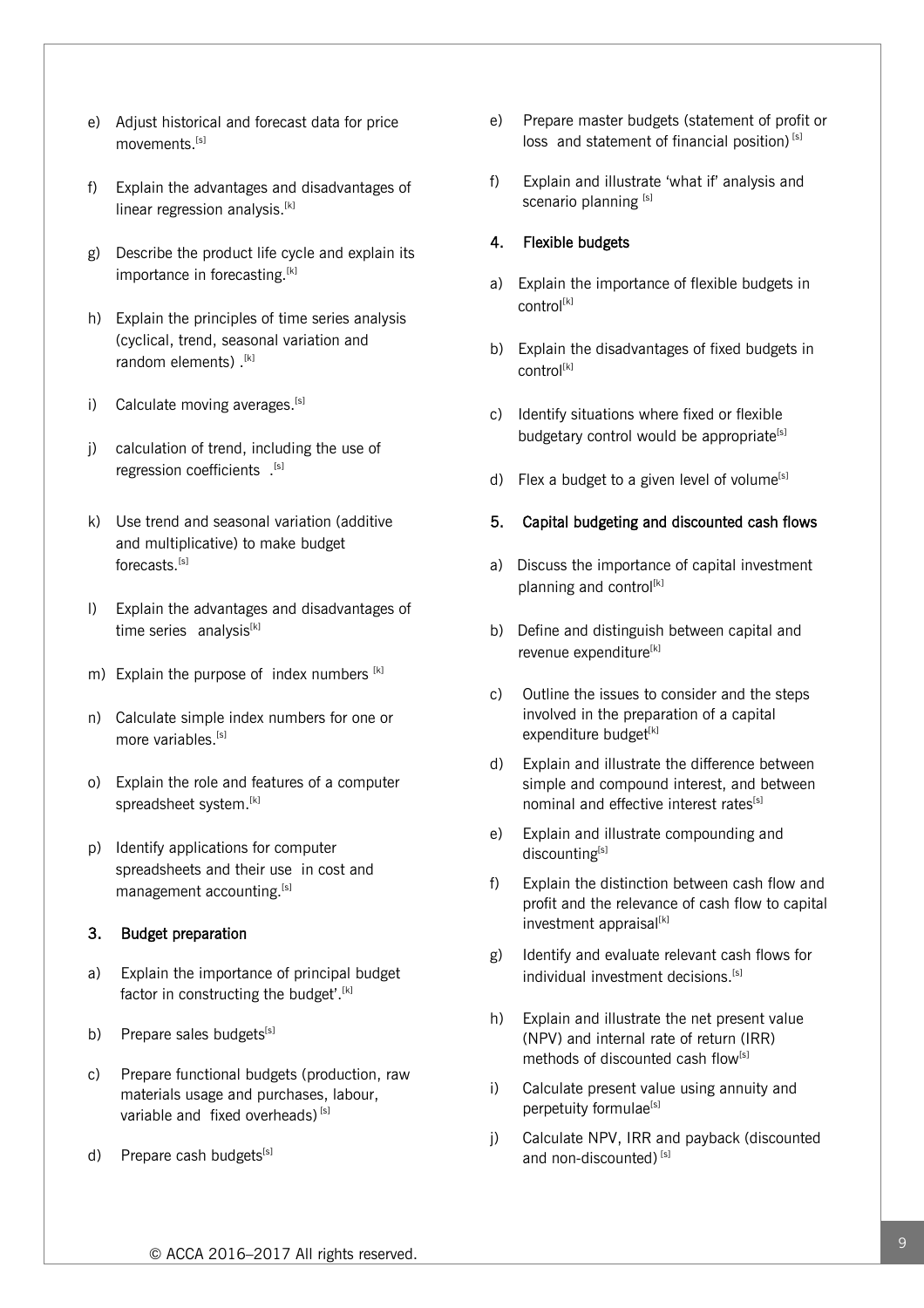e) Adjust historical and forecast data for price movements.[s]

f) Explain the advantages and disadvantages of linear regression analysis.[k]

g) Describe the product life cycle and explain its importance in forecasting.[k]

h) Explain the principles of time series analysis (cyclical, trend, seasonal variation and random elements) .[k]

i) Calculate moving averages.[s]

j) calculation of trend, including the use of regression coefficients .[s]

k) Use trend and seasonal variation (additive and multiplicative) to make budget forecasts.[s]

l) Explain the advantages and disadvantages of time series analysis[k]

m) Explain the purpose of index numbers [k]

n) Calculate simple index numbers for one or more variables.[s]

o) Explain the role and features of a computer spreadsheet system.[k]

p) Identify applications for computer spreadsheets and their use in cost and management accounting.[s]

### 3. Budget preparation

a) Explain the importance of principal budget factor in constructing the budget'.[k]

b) Prepare sales budgets[s]

c) Prepare functional budgets (production, raw materials usage and purchases, labour, variable and fixed overheads) [s]

d) Prepare cash budgets[s]

e) Prepare master budgets (statement of profit or loss and statement of financial position) [s]

f) Explain and illustrate 'what if' analysis and scenario planning [s]

### 4. Flexible budgets

a) Explain the importance of flexible budgets in control[k]

b) Explain the disadvantages of fixed budgets in control[k]

c) Identify situations where fixed or flexible budgetary control would be appropriate[s]

d) Flex a budget to a given level of volume[s]

### 5. Capital budgeting and discounted cash flows

a) Discuss the importance of capital investment planning and control[k]

b) Define and distinguish between capital and revenue expenditure[k]

c) Outline the issues to consider and the steps involved in the preparation of a capital expenditure budget[k]

d) Explain and illustrate the difference between simple and compound interest, and between nominal and effective interest rates[s]

e) Explain and illustrate compounding and discounting[s]

f) Explain the distinction between cash flow and profit and the relevance of cash flow to capital investment appraisal[k]

g) Identify and evaluate relevant cash flows for individual investment decisions.[s]

h) Explain and illustrate the net present value (NPV) and internal rate of return (IRR) methods of discounted cash flow[s]

i) Calculate present value using annuity and perpetuity formulae[s]

j) Calculate NPV, IRR and payback (discounted and non-discounted) [s]

© ACCA 2016–2017 All rights reserved.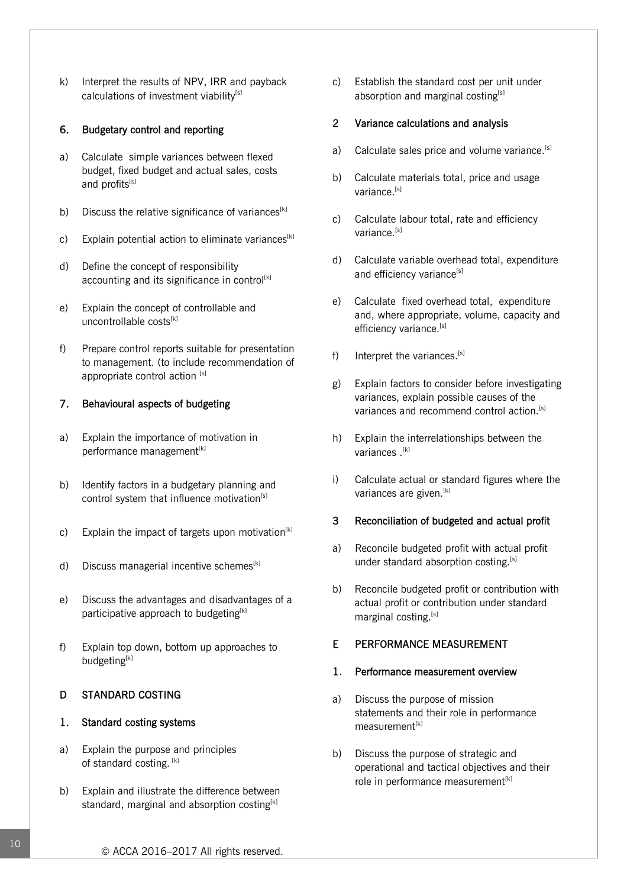k) Interpret the results of NPV, IRR and payback calculations of investment viability[s]

### 6. Budgetary control and reporting

a) Calculate simple variances between flexed budget, fixed budget and actual sales, costs and profits[s]

b) Discuss the relative significance of variances[k]

c) Explain potential action to eliminate variances[k]

d) Define the concept of responsibility accounting and its significance in control[k]

e) Explain the concept of controllable and uncontrollable costs[k]

f) Prepare control reports suitable for presentation to management. (to include recommendation of appropriate control action [s]

### 7. Behavioural aspects of budgeting

a) Explain the importance of motivation in performance management[k]

b) Identify factors in a budgetary planning and control system that influence motivation[s]

c) Explain the impact of targets upon motivation[k]

d) Discuss managerial incentive schemes[k]

e) Discuss the advantages and disadvantages of a participative approach to budgeting[k]

f) Explain top down, bottom up approaches to budgeting[k]

## D STANDARD COSTING

### 1. Standard costing systems

a) Explain the purpose and principles of standard costing. [k]

b) Explain and illustrate the difference between standard, marginal and absorption costing[k]

c) Establish the standard cost per unit under absorption and marginal costing[s]

### 2 Variance calculations and analysis

a) Calculate sales price and volume variance.[s]

b) Calculate materials total, price and usage variance.[s]

c) Calculate labour total, rate and efficiency variance.[s]

d) Calculate variable overhead total, expenditure and efficiency variance[s]

e) Calculate fixed overhead total, expenditure and, where appropriate, volume, capacity and efficiency variance.[s]

f) Interpret the variances.[s]

g) Explain factors to consider before investigating variances, explain possible causes of the variances and recommend control action.[s]

h) Explain the interrelationships between the variances .[k]

i) Calculate actual or standard figures where the variances are given.[k]

### 3 Reconciliation of budgeted and actual profit

a) Reconcile budgeted profit with actual profit under standard absorption costing.[s]

b) Reconcile budgeted profit or contribution with actual profit or contribution under standard marginal costing.[s]

## E PERFORMANCE MEASUREMENT

### 1. Performance measurement overview

a) Discuss the purpose of mission statements and their role in performance measurement[k]

b) Discuss the purpose of strategic and operational and tactical objectives and their role in performance measurement[k]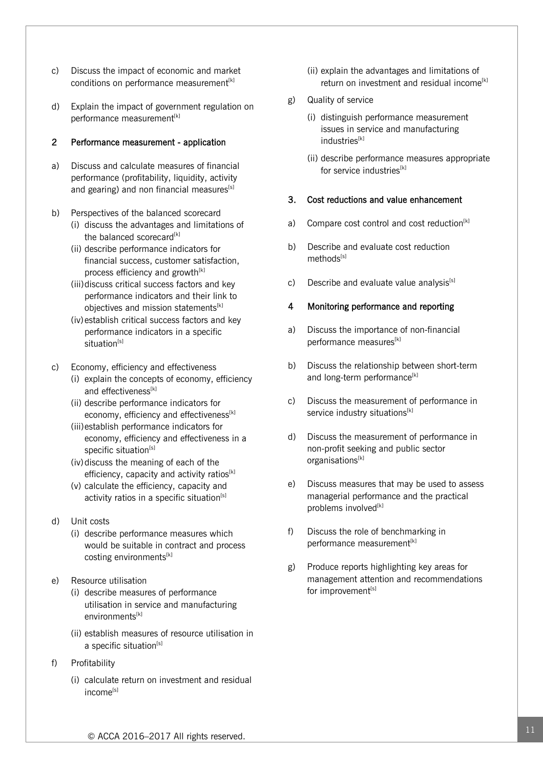c) Discuss the impact of economic and market conditions on performance measurement[k]

d) Explain the impact of government regulation on performance measurement[k]

## 2 Performance measurement - application

a) Discuss and calculate measures of financial performance (profitability, liquidity, activity and gearing) and non financial measures[s]

b) Perspectives of the balanced scorecard
   - (i) discuss the advantages and limitations of the balanced scorecard[k]
   - (ii) describe performance indicators for financial success, customer satisfaction, process efficiency and growth[k]
   - (iii) discuss critical success factors and key performance indicators and their link to objectives and mission statements[k]
   - (iv) establish critical success factors and key performance indicators in a specific situation[s]

c) Economy, efficiency and effectiveness
   - (i) explain the concepts of economy, efficiency and effectiveness[k]
   - (ii) describe performance indicators for economy, efficiency and effectiveness[k]
   - (iii) establish performance indicators for economy, efficiency and effectiveness in a specific situation[s]
   - (iv) discuss the meaning of each of the efficiency, capacity and activity ratios[k]
   - (v) calculate the efficiency, capacity and activity ratios in a specific situation[s]

d) Unit costs
   - (i) describe performance measures which would be suitable in contract and process costing environments[k]

e) Resource utilisation
   - (i) describe measures of performance utilisation in service and manufacturing environments[k]
   - (ii) establish measures of resource utilisation in a specific situation[s]

f) Profitability
   - (i) calculate return on investment and residual income[s]
   - (ii) explain the advantages and limitations of return on investment and residual income[k]

g) Quality of service
   - (i) distinguish performance measurement issues in service and manufacturing industries[k]
   - (ii) describe performance measures appropriate for service industries[k]

## 3. Cost reductions and value enhancement

a) Compare cost control and cost reduction[k]

b) Describe and evaluate cost reduction methods[s]

c) Describe and evaluate value analysis[s]

## 4 Monitoring performance and reporting

a) Discuss the importance of non-financial performance measures[k]

b) Discuss the relationship between short-term and long-term performance[k]

c) Discuss the measurement of performance in service industry situations[k]

d) Discuss the measurement of performance in non-profit seeking and public sector organisations[k]

e) Discuss measures that may be used to assess managerial performance and the practical problems involved[k]

f) Discuss the role of benchmarking in performance measurement[k]

g) Produce reports highlighting key areas for management attention and recommendations for improvement[s]

© ACCA 2016–2017 All rights reserved.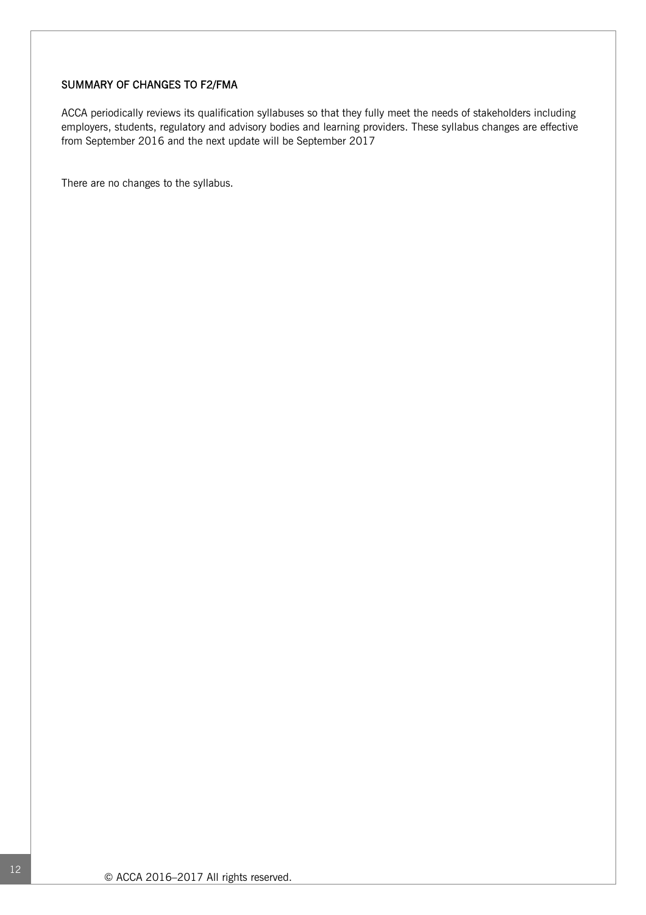## SUMMARY OF CHANGES TO F2/FMA

ACCA periodically reviews its qualification syllabuses so that they fully meet the needs of stakeholders including employers, students, regulatory and advisory bodies and learning providers. These syllabus changes are effective from September 2016 and the next update will be September 2017

There are no changes to the syllabus.